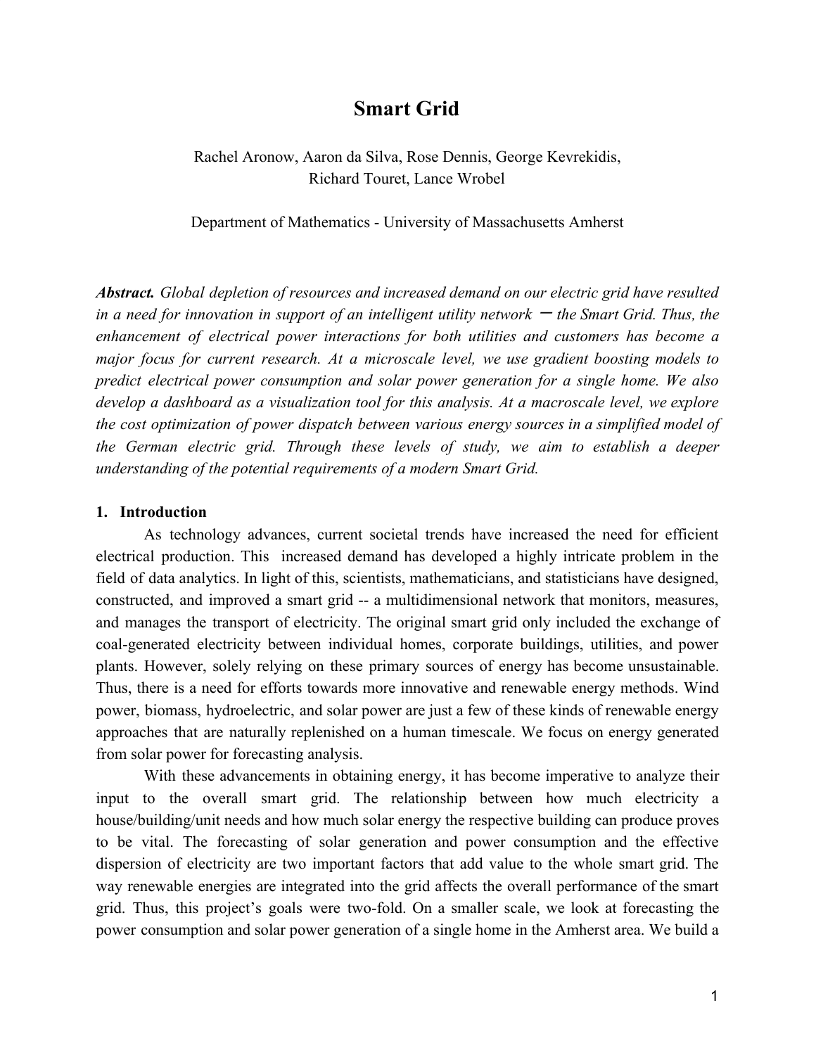# Smart Grid

Rachel Aronow, Aaron da Silva, Rose Dennis, George Kevrekidis, Richard Touret, Lance Wrobel

Department of Mathematics - University of Massachusetts Amherst

***Abstract.*** *Global depletion of resources and increased demand on our electric grid have resulted in a need for innovation in support of an intelligent utility network — the Smart Grid. Thus, the enhancement of electrical power interactions for both utilities and customers has become a major focus for current research. At a microscale level, we use gradient boosting models to predict electrical power consumption and solar power generation for a single home. We also develop a dashboard as a visualization tool for this analysis. At a macroscale level, we explore the cost optimization of power dispatch between various energy sources in a simplified model of the German electric grid. Through these levels of study, we aim to establish a deeper understanding of the potential requirements of a modern Smart Grid.*

## 1. Introduction

As technology advances, current societal trends have increased the need for efficient electrical production. This increased demand has developed a highly intricate problem in the field of data analytics. In light of this, scientists, mathematicians, and statisticians have designed, constructed, and improved a smart grid -- a multidimensional network that monitors, measures, and manages the transport of electricity. The original smart grid only included the exchange of coal-generated electricity between individual homes, corporate buildings, utilities, and power plants. However, solely relying on these primary sources of energy has become unsustainable. Thus, there is a need for efforts towards more innovative and renewable energy methods. Wind power, biomass, hydroelectric, and solar power are just a few of these kinds of renewable energy approaches that are naturally replenished on a human timescale. We focus on energy generated from solar power for forecasting analysis.

With these advancements in obtaining energy, it has become imperative to analyze their input to the overall smart grid. The relationship between how much electricity a house/building/unit needs and how much solar energy the respective building can produce proves to be vital. The forecasting of solar generation and power consumption and the effective dispersion of electricity are two important factors that add value to the whole smart grid. The way renewable energies are integrated into the grid affects the overall performance of the smart grid. Thus, this project's goals were two-fold. On a smaller scale, we look at forecasting the power consumption and solar power generation of a single home in the Amherst area. We build a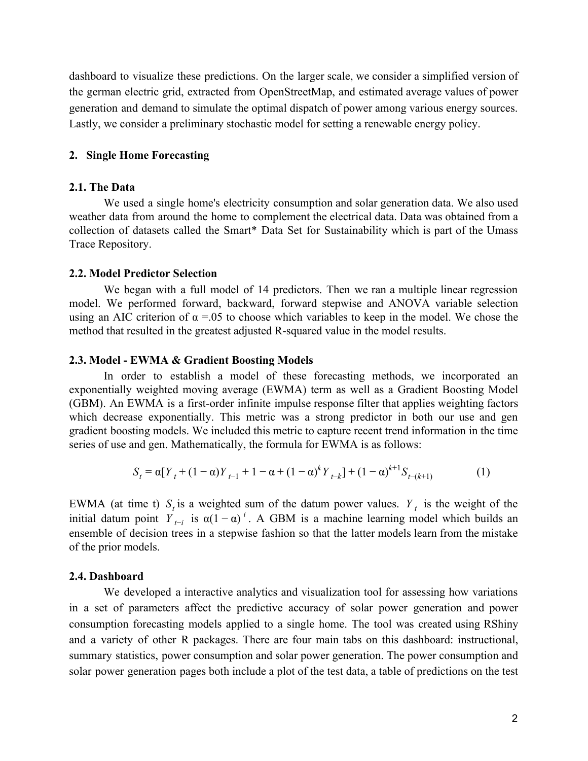dashboard to visualize these predictions. On the larger scale, we consider a simplified version of the german electric grid, extracted from OpenStreetMap, and estimated average values of power generation and demand to simulate the optimal dispatch of power among various energy sources. Lastly, we consider a preliminary stochastic model for setting a renewable energy policy.

## 2. Single Home Forecasting

### 2.1. The Data

We used a single home's electricity consumption and solar generation data. We also used weather data from around the home to complement the electrical data. Data was obtained from a collection of datasets called the Smart* Data Set for Sustainability which is part of the Umass Trace Repository.

### 2.2. Model Predictor Selection

We began with a full model of 14 predictors. Then we ran a multiple linear regression model. We performed forward, backward, forward stepwise and ANOVA variable selection using an AIC criterion of $\alpha = .05$ to choose which variables to keep in the model. We chose the method that resulted in the greatest adjusted R-squared value in the model results.

### 2.3. Model - EWMA & Gradient Boosting Models

In order to establish a model of these forecasting methods, we incorporated an exponentially weighted moving average (EWMA) term as well as a Gradient Boosting Model (GBM). An EWMA is a first-order infinite impulse response filter that applies weighting factors which decrease exponentially. This metric was a strong predictor in both our use and gen gradient boosting models. We included this metric to capture recent trend information in the time series of use and gen. Mathematically, the formula for EWMA is as follows:

$$S_t = \alpha[Y_t + (1-\alpha)Y_{t-1} + 1 - \alpha + (1-\alpha)^k Y_{t-k}] + (1-\alpha)^{k+1} S_{t-(k+1)} \quad (1)$$

EWMA (at time t) $S_t$ is a weighted sum of the datum power values. $Y_t$ is the weight of the initial datum point $Y_{t-i}$ is $\alpha(1-\alpha)^i$. A GBM is a machine learning model which builds an ensemble of decision trees in a stepwise fashion so that the latter models learn from the mistake of the prior models.

### 2.4. Dashboard

We developed a interactive analytics and visualization tool for assessing how variations in a set of parameters affect the predictive accuracy of solar power generation and power consumption forecasting models applied to a single home. The tool was created using RShiny and a variety of other R packages. There are four main tabs on this dashboard: instructional, summary statistics, power consumption and solar power generation. The power consumption and solar power generation pages both include a plot of the test data, a table of predictions on the test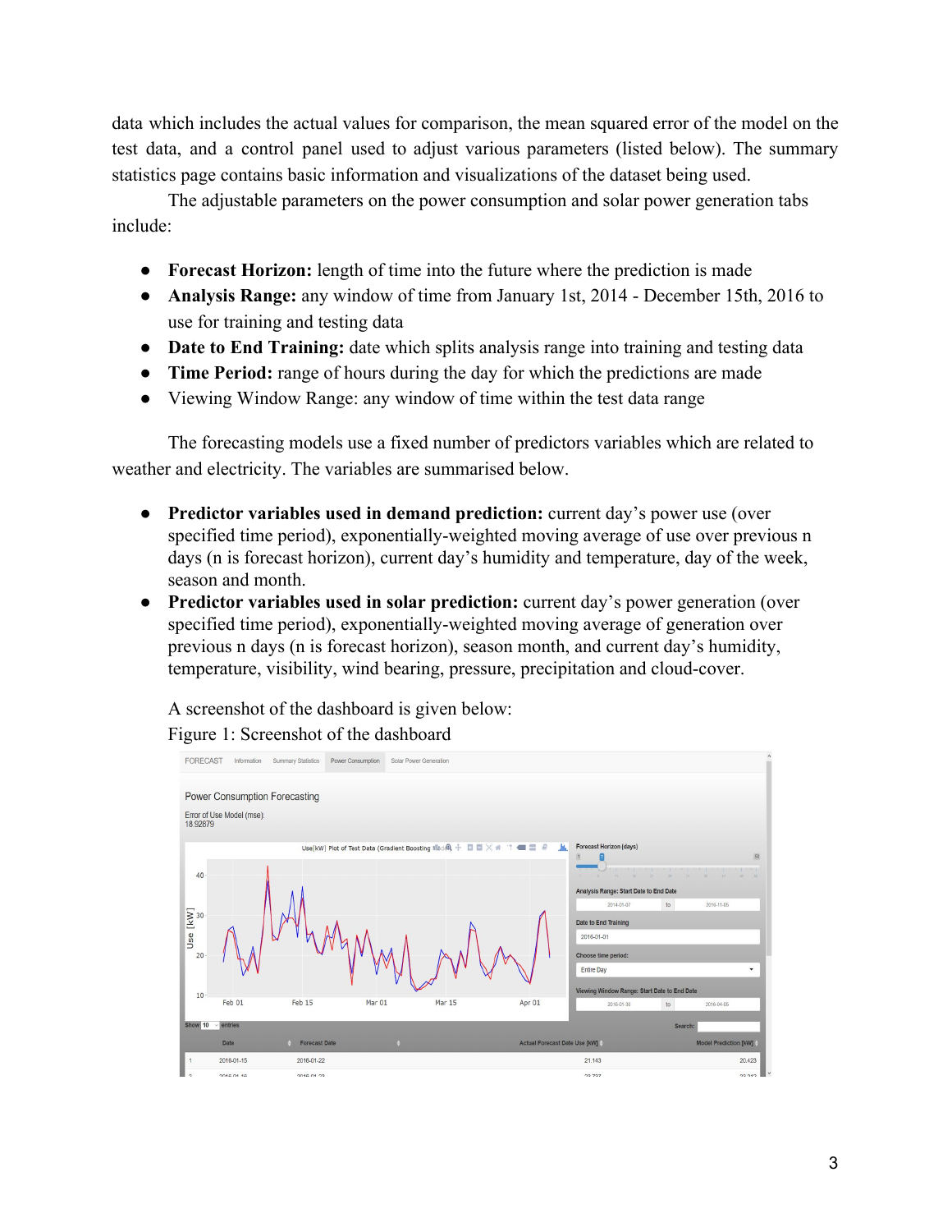data which includes the actual values for comparison, the mean squared error of the model on the test data, and a control panel used to adjust various parameters (listed below). The summary statistics page contains basic information and visualizations of the dataset being used.

The adjustable parameters on the power consumption and solar power generation tabs include:

- **Forecast Horizon:** length of time into the future where the prediction is made
- **Analysis Range:** any window of time from January 1st, 2014 - December 15th, 2016 to use for training and testing data
- **Date to End Training:** date which splits analysis range into training and testing data
- **Time Period:** range of hours during the day for which the predictions are made
- Viewing Window Range: any window of time within the test data range

The forecasting models use a fixed number of predictors variables which are related to weather and electricity. The variables are summarised below.

- **Predictor variables used in demand prediction:** current day's power use (over specified time period), exponentially-weighted moving average of use over previous n days (n is forecast horizon), current day's humidity and temperature, day of the week, season and month.
- **Predictor variables used in solar prediction:** current day's power generation (over specified time period), exponentially-weighted moving average of generation over previous n days (n is forecast horizon), season month, and current day's humidity, temperature, visibility, wind bearing, pressure, precipitation and cloud-cover.

A screenshot of the dashboard is given below:

Figure 1: Screenshot of the dashboard

FORECAST Information Summary Statistics Power Consumption Solar Power Generation

Power Consumption Forecasting

Error of Use Model (mse):
18.92879

Use[kW] Plot of Test Data (Gradient Boosting

Use [kW]

40
30
20
10

Feb 01 Feb 15 Mar 01 Mar 15 Apr 01

Forecast Horizon (days)

Analysis Range: Start Date to End Date

2014-01-07 to 2016-11-05

Date to End Training

2016-01-01

Choose time period:

Entire Day

Viewing Window Range: Start Date to End Date

2016-01-30 to 2016-04-05

Show 10 entries

Search:

| | Date | Forecast Date | Actual Forecast Date Use [kW] | Model Prediction [kW] |
|---|---|---|---|---|
| 1 | 2016-01-15 | 2016-01-22 | 21.143 | 20.423 |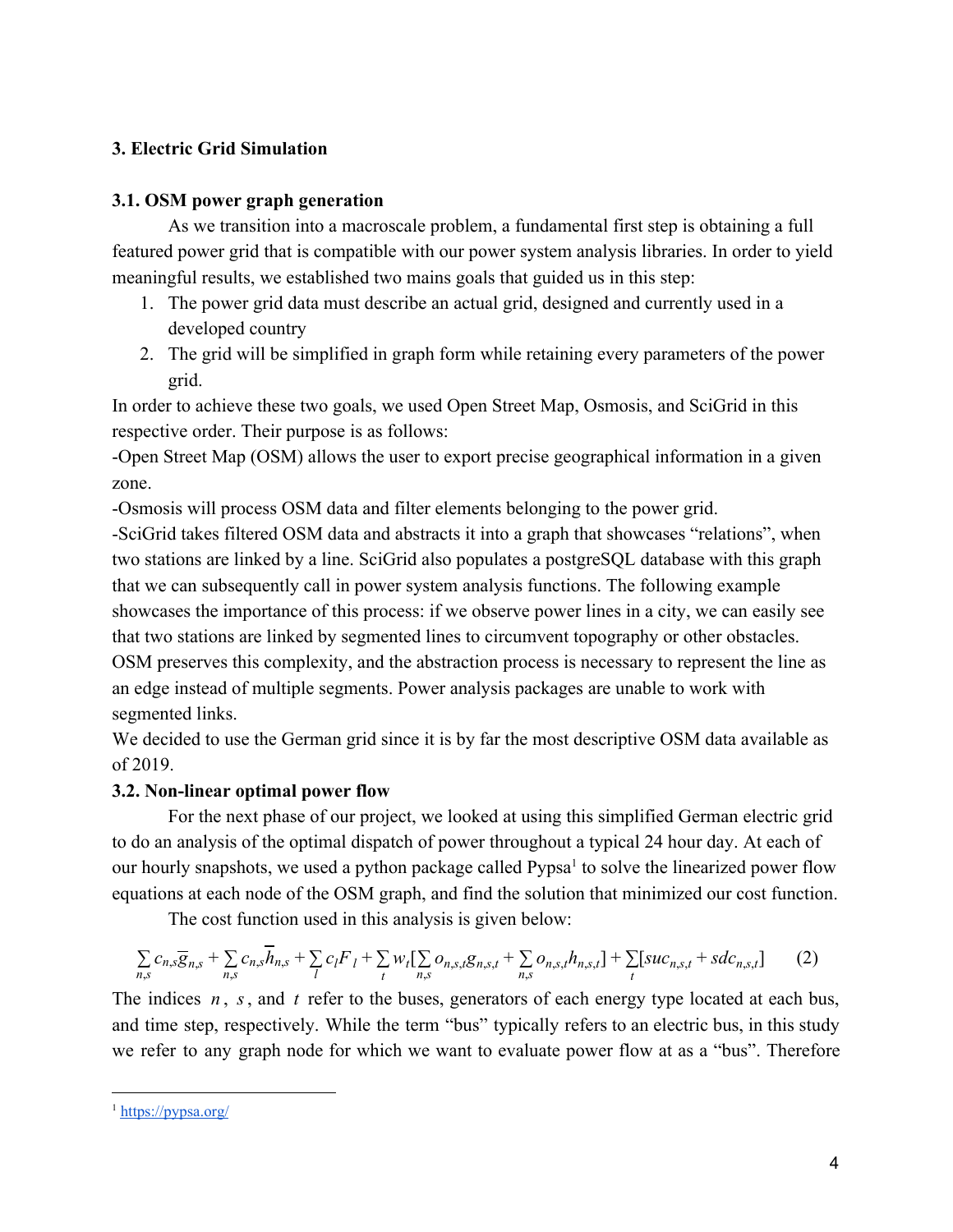### 3. Electric Grid Simulation

#### 3.1. OSM power graph generation

As we transition into a macroscale problem, a fundamental first step is obtaining a full featured power grid that is compatible with our power system analysis libraries. In order to yield meaningful results, we established two mains goals that guided us in this step:

1. The power grid data must describe an actual grid, designed and currently used in a developed country
2. The grid will be simplified in graph form while retaining every parameters of the power grid.

In order to achieve these two goals, we used Open Street Map, Osmosis, and SciGrid in this respective order. Their purpose is as follows:

-Open Street Map (OSM) allows the user to export precise geographical information in a given zone.

-Osmosis will process OSM data and filter elements belonging to the power grid.

-SciGrid takes filtered OSM data and abstracts it into a graph that showcases "relations", when two stations are linked by a line. SciGrid also populates a postgreSQL database with this graph that we can subsequently call in power system analysis functions. The following example showcases the importance of this process: if we observe power lines in a city, we can easily see that two stations are linked by segmented lines to circumvent topography or other obstacles. OSM preserves this complexity, and the abstraction process is necessary to represent the line as an edge instead of multiple segments. Power analysis packages are unable to work with segmented links.

We decided to use the German grid since it is by far the most descriptive OSM data available as of 2019.

#### 3.2. Non-linear optimal power flow

For the next phase of our project, we looked at using this simplified German electric grid to do an analysis of the optimal dispatch of power throughout a typical 24 hour day. At each of our hourly snapshots, we used a python package called Pypsa[1] to solve the linearized power flow equations at each node of the OSM graph, and find the solution that minimized our cost function.

The cost function used in this analysis is given below:

$$\sum_{n,s} c_{n,s}\overline{g}_{n,s} + \sum_{n,s} c_{n,s}\overline{h}_{n,s} + \sum_{l} c_l F_l + \sum_{t} w_t\left[\sum_{n,s} o_{n,s,t}g_{n,s,t} + \sum_{n,s} o_{n,s,t}h_{n,s,t}\right] + \sum_{t}\left[suc_{n,s,t} + sdc_{n,s,t}\right] \tag{2}$$

The indices $n$, $s$, and $t$ refer to the buses, generators of each energy type located at each bus, and time step, respectively. While the term "bus" typically refers to an electric bus, in this study we refer to any graph node for which we want to evaluate power flow at as a "bus". Therefore

[1] https://pypsa.org/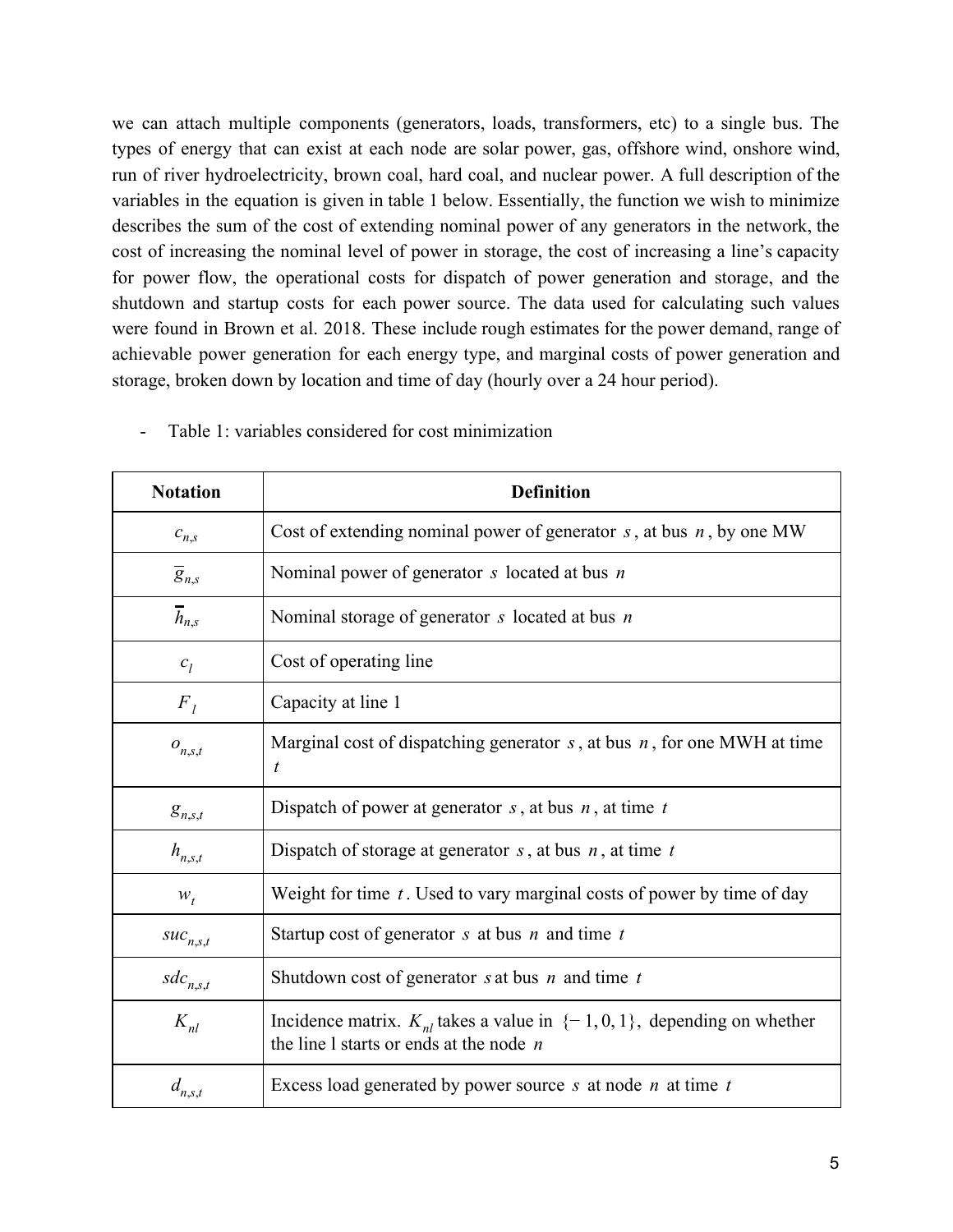we can attach multiple components (generators, loads, transformers, etc) to a single bus. The types of energy that can exist at each node are solar power, gas, offshore wind, onshore wind, run of river hydroelectricity, brown coal, hard coal, and nuclear power. A full description of the variables in the equation is given in table 1 below. Essentially, the function we wish to minimize describes the sum of the cost of extending nominal power of any generators in the network, the cost of increasing the nominal level of power in storage, the cost of increasing a line's capacity for power flow, the operational costs for dispatch of power generation and storage, and the shutdown and startup costs for each power source. The data used for calculating such values were found in Brown et al. 2018. These include rough estimates for the power demand, range of achievable power generation for each energy type, and marginal costs of power generation and storage, broken down by location and time of day (hourly over a 24 hour period).

- Table 1: variables considered for cost minimization

| Notation | Definition |
| --- | --- |
| $c_{n,s}$ | Cost of extending nominal power of generator $s$, at bus $n$, by one MW |
| $\overline{g}_{n,s}$ | Nominal power of generator $s$ located at bus $n$ |
| $\overline{h}_{n,s}$ | Nominal storage of generator $s$ located at bus $n$ |
| $c_l$ | Cost of operating line |
| $F_l$ | Capacity at line 1 |
| $o_{n,s,t}$ | Marginal cost of dispatching generator $s$, at bus $n$, for one MWH at time $t$ |
| $g_{n,s,t}$ | Dispatch of power at generator $s$, at bus $n$, at time $t$ |
| $h_{n,s,t}$ | Dispatch of storage at generator $s$, at bus $n$, at time $t$ |
| $w_t$ | Weight for time $t$. Used to vary marginal costs of power by time of day |
| $suc_{n,s,t}$ | Startup cost of generator $s$ at bus $n$ and time $t$ |
| $sdc_{n,s,t}$ | Shutdown cost of generator $s$ at bus $n$ and time $t$ |
| $K_{nl}$ | Incidence matrix. $K_{nl}$ takes a value in $\{-1, 0, 1\}$, depending on whether the line l starts or ends at the node $n$ |
| $d_{n,s,t}$ | Excess load generated by power source $s$ at node $n$ at time $t$ |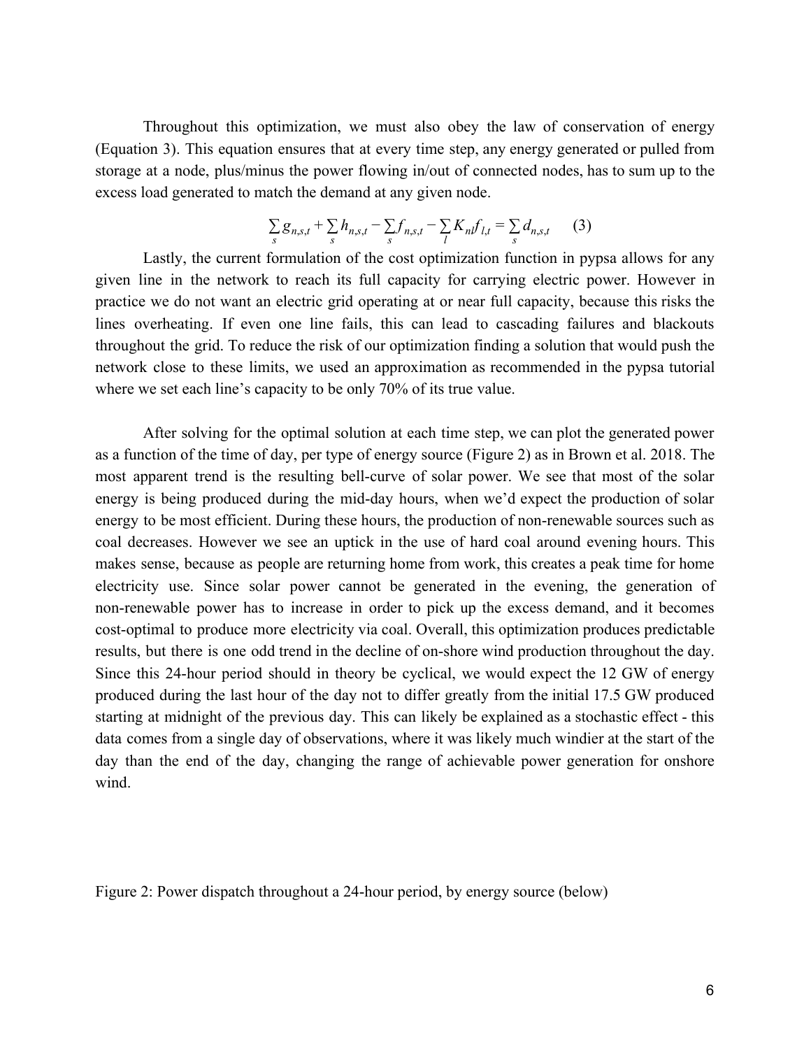Throughout this optimization, we must also obey the law of conservation of energy (Equation 3). This equation ensures that at every time step, any energy generated or pulled from storage at a node, plus/minus the power flowing in/out of connected nodes, has to sum up to the excess load generated to match the demand at any given node.

$$\sum_s g_{n,s,t} + \sum_s h_{n,s,t} - \sum_s f_{n,s,t} - \sum_l K_{nl} f_{l,t} = \sum_s d_{n,s,t} \qquad (3)$$

Lastly, the current formulation of the cost optimization function in pypsa allows for any given line in the network to reach its full capacity for carrying electric power. However in practice we do not want an electric grid operating at or near full capacity, because this risks the lines overheating. If even one line fails, this can lead to cascading failures and blackouts throughout the grid. To reduce the risk of our optimization finding a solution that would push the network close to these limits, we used an approximation as recommended in the pypsa tutorial where we set each line's capacity to be only 70% of its true value.

After solving for the optimal solution at each time step, we can plot the generated power as a function of the time of day, per type of energy source (Figure 2) as in Brown et al. 2018. The most apparent trend is the resulting bell-curve of solar power. We see that most of the solar energy is being produced during the mid-day hours, when we'd expect the production of solar energy to be most efficient. During these hours, the production of non-renewable sources such as coal decreases. However we see an uptick in the use of hard coal around evening hours. This makes sense, because as people are returning home from work, this creates a peak time for home electricity use. Since solar power cannot be generated in the evening, the generation of non-renewable power has to increase in order to pick up the excess demand, and it becomes cost-optimal to produce more electricity via coal. Overall, this optimization produces predictable results, but there is one odd trend in the decline of on-shore wind production throughout the day. Since this 24-hour period should in theory be cyclical, we would expect the 12 GW of energy produced during the last hour of the day not to differ greatly from the initial 17.5 GW produced starting at midnight of the previous day. This can likely be explained as a stochastic effect - this data comes from a single day of observations, where it was likely much windier at the start of the day than the end of the day, changing the range of achievable power generation for onshore wind.

Figure 2: Power dispatch throughout a 24-hour period, by energy source (below)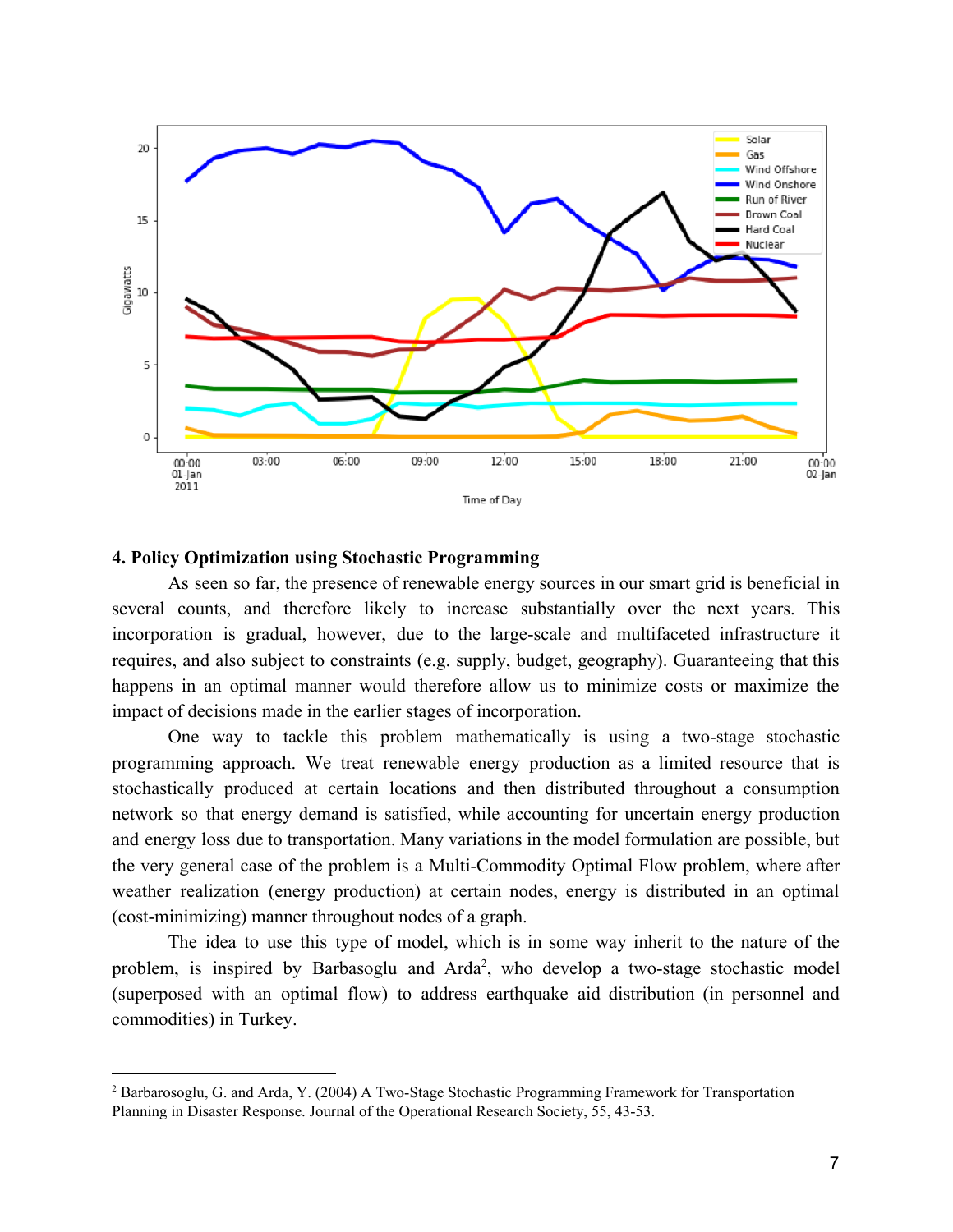Solar
Gas
Wind Offshore
Wind Onshore
Run of River
Brown Coal
Hard Coal
Nuclear

Gigawatts

0
5
10
15
20

00:00
01-Jan
2011
03:00
06:00
09:00
12:00
15:00
18:00
21:00
00:00
02-Jan

Time of Day

### 4. Policy Optimization using Stochastic Programming

As seen so far, the presence of renewable energy sources in our smart grid is beneficial in several counts, and therefore likely to increase substantially over the next years. This incorporation is gradual, however, due to the large-scale and multifaceted infrastructure it requires, and also subject to constraints (e.g. supply, budget, geography). Guaranteeing that this happens in an optimal manner would therefore allow us to minimize costs or maximize the impact of decisions made in the earlier stages of incorporation.

One way to tackle this problem mathematically is using a two-stage stochastic programming approach. We treat renewable energy production as a limited resource that is stochastically produced at certain locations and then distributed throughout a consumption network so that energy demand is satisfied, while accounting for uncertain energy production and energy loss due to transportation. Many variations in the model formulation are possible, but the very general case of the problem is a Multi-Commodity Optimal Flow problem, where after weather realization (energy production) at certain nodes, energy is distributed in an optimal (cost-minimizing) manner throughout nodes of a graph.

The idea to use this type of model, which is in some way inherit to the nature of the problem, is inspired by Barbasoglu and Arda[2], who develop a two-stage stochastic model (superposed with an optimal flow) to address earthquake aid distribution (in personnel and commodities) in Turkey.

---

[2] Barbarosoglu, G. and Arda, Y. (2004) A Two-Stage Stochastic Programming Framework for Transportation Planning in Disaster Response. Journal of the Operational Research Society, 55, 43-53.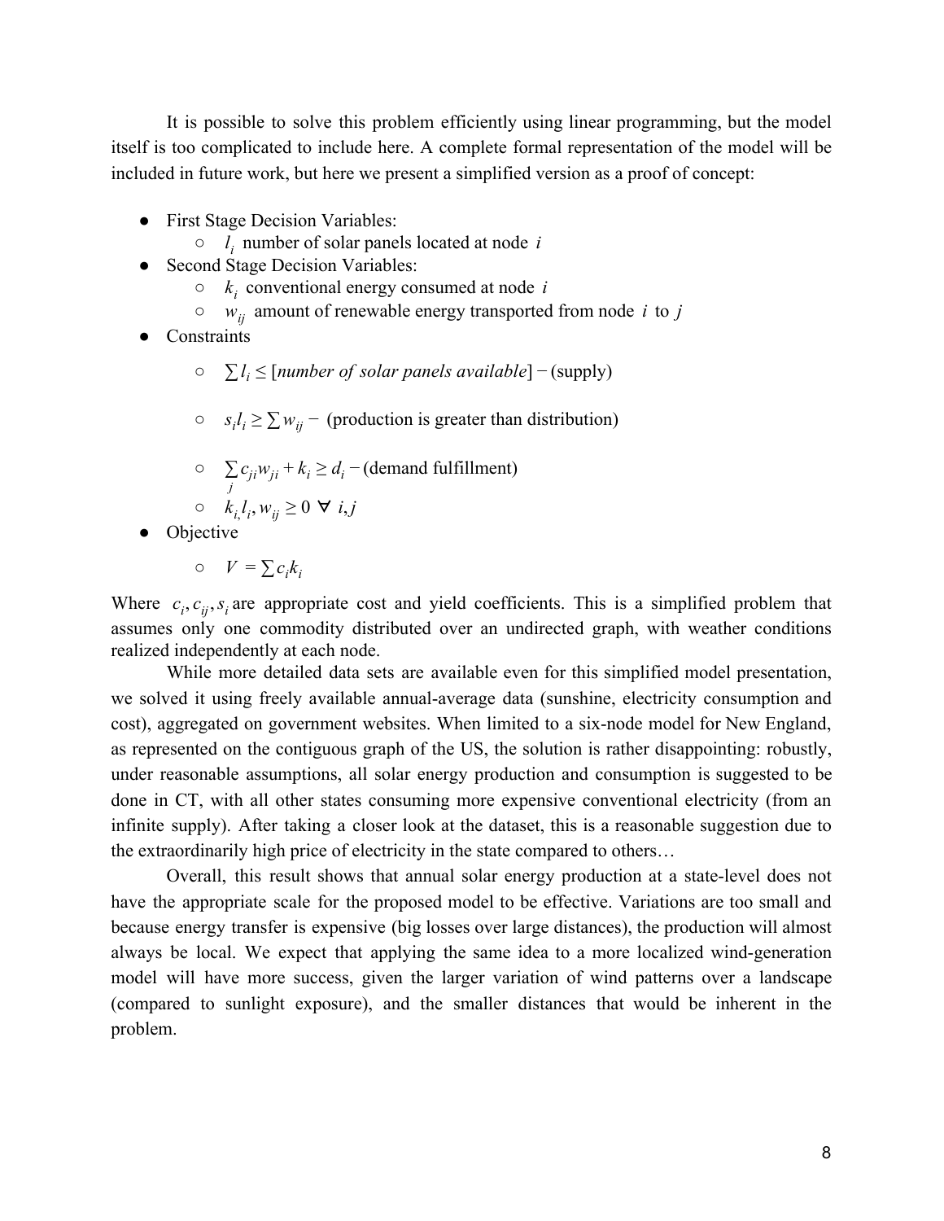It is possible to solve this problem efficiently using linear programming, but the model itself is too complicated to include here. A complete formal representation of the model will be included in future work, but here we present a simplified version as a proof of concept:

- First Stage Decision Variables:
  - $l_i$ number of solar panels located at node $i$
- Second Stage Decision Variables:
  - $k_i$ conventional energy consumed at node $i$
  - $w_{ij}$ amount of renewable energy transported from node $i$ to $j$
- Constraints
  - $\sum l_i \leq [\textit{number of solar panels available}]$ − (supply)
  - $s_i l_i \geq \sum w_{ij}$ − (production is greater than distribution)
  - $\sum_j c_{ji} w_{ji} + k_i \geq d_i$ − (demand fulfillment)
  - $k_i, l_i, w_{ij} \geq 0 \;\forall\; i,j$
- Objective
  - $V = \sum c_i k_i$

Where $c_i, c_{ij}, s_i$ are appropriate cost and yield coefficients. This is a simplified problem that assumes only one commodity distributed over an undirected graph, with weather conditions realized independently at each node.

While more detailed data sets are available even for this simplified model presentation, we solved it using freely available annual-average data (sunshine, electricity consumption and cost), aggregated on government websites. When limited to a six-node model for New England, as represented on the contiguous graph of the US, the solution is rather disappointing: robustly, under reasonable assumptions, all solar energy production and consumption is suggested to be done in CT, with all other states consuming more expensive conventional electricity (from an infinite supply). After taking a closer look at the dataset, this is a reasonable suggestion due to the extraordinarily high price of electricity in the state compared to others…

Overall, this result shows that annual solar energy production at a state-level does not have the appropriate scale for the proposed model to be effective. Variations are too small and because energy transfer is expensive (big losses over large distances), the production will almost always be local. We expect that applying the same idea to a more localized wind-generation model will have more success, given the larger variation of wind patterns over a landscape (compared to sunlight exposure), and the smaller distances that would be inherent in the problem.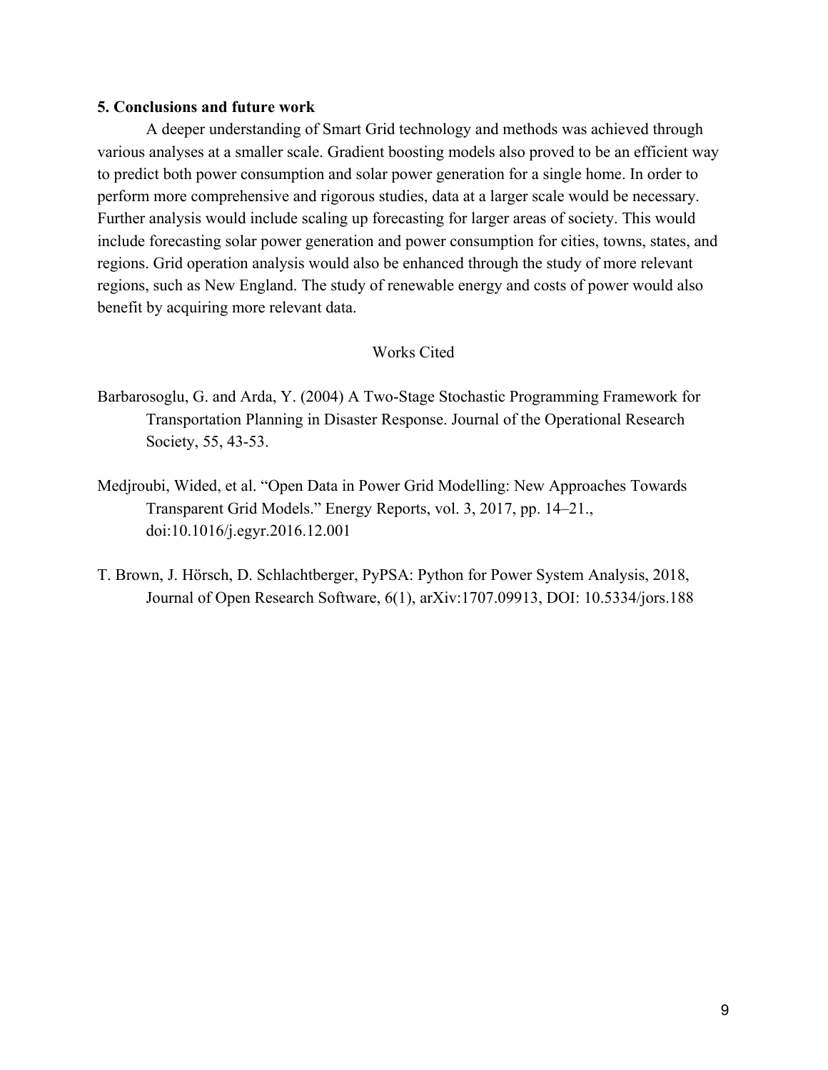## 5. Conclusions and future work

A deeper understanding of Smart Grid technology and methods was achieved through various analyses at a smaller scale. Gradient boosting models also proved to be an efficient way to predict both power consumption and solar power generation for a single home. In order to perform more comprehensive and rigorous studies, data at a larger scale would be necessary. Further analysis would include scaling up forecasting for larger areas of society. This would include forecasting solar power generation and power consumption for cities, towns, states, and regions. Grid operation analysis would also be enhanced through the study of more relevant regions, such as New England. The study of renewable energy and costs of power would also benefit by acquiring more relevant data.

## Works Cited

Barbarosoglu, G. and Arda, Y. (2004) A Two-Stage Stochastic Programming Framework for Transportation Planning in Disaster Response. Journal of the Operational Research Society, 55, 43-53.

Medjroubi, Wided, et al. “Open Data in Power Grid Modelling: New Approaches Towards Transparent Grid Models.” Energy Reports, vol. 3, 2017, pp. 14–21., doi:10.1016/j.egyr.2016.12.001

T. Brown, J. Hörsch, D. Schlachtberger, PyPSA: Python for Power System Analysis, 2018, Journal of Open Research Software, 6(1), arXiv:1707.09913, DOI: 10.5334/jors.188